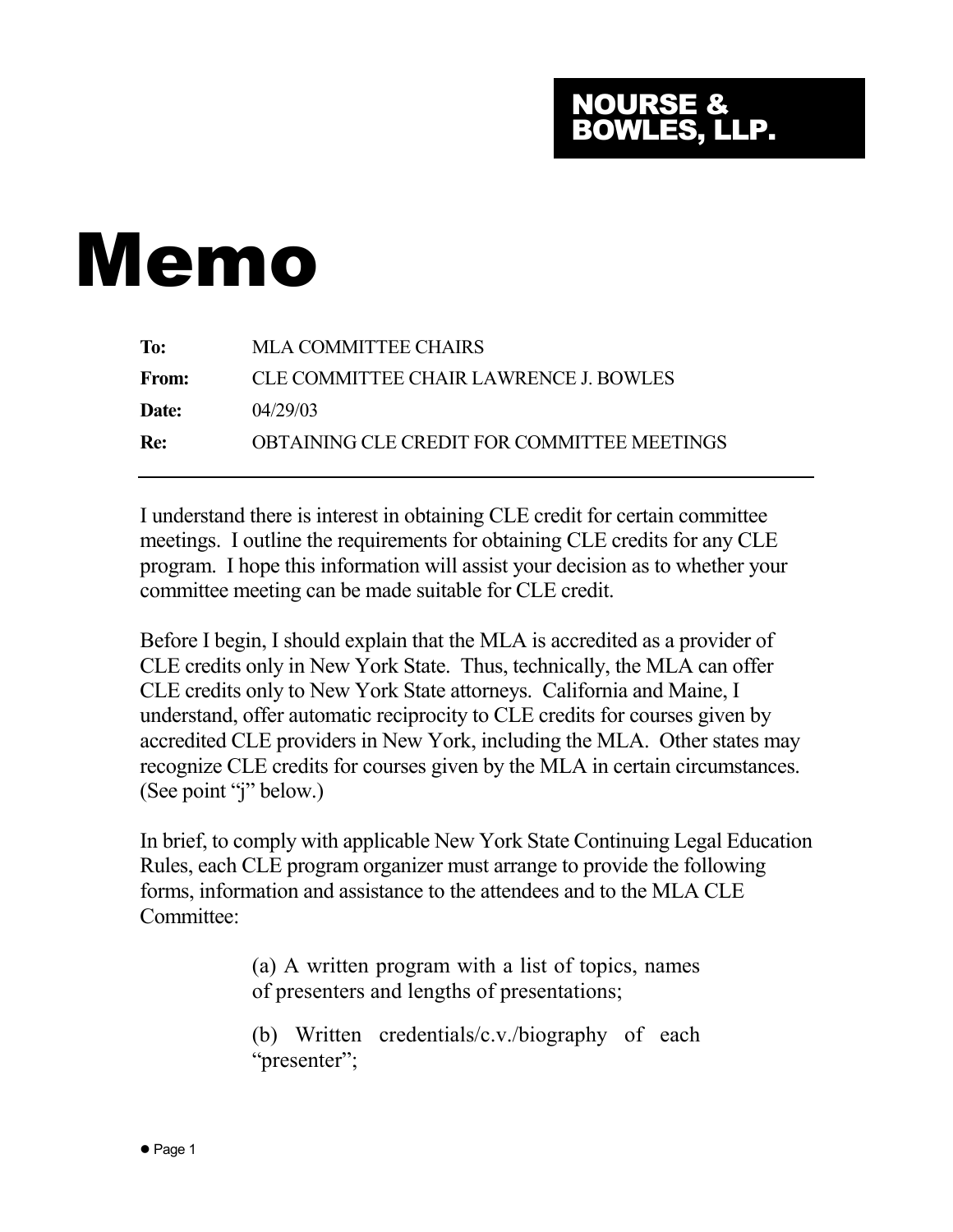**NOURSE & BOWLES, LLP.**

# Memo

| | |
|---|---|
| **To:** | MLA COMMITTEE CHAIRS |
| **From:** | CLE COMMITTEE CHAIR LAWRENCE J. BOWLES |
| **Date:** | 04/29/03 |
| **Re:** | OBTAINING CLE CREDIT FOR COMMITTEE MEETINGS |

---

I understand there is interest in obtaining CLE credit for certain committee meetings. I outline the requirements for obtaining CLE credits for any CLE program. I hope this information will assist your decision as to whether your committee meeting can be made suitable for CLE credit.

Before I begin, I should explain that the MLA is accredited as a provider of CLE credits only in New York State. Thus, technically, the MLA can offer CLE credits only to New York State attorneys. California and Maine, I understand, offer automatic reciprocity to CLE credits for courses given by accredited CLE providers in New York, including the MLA. Other states may recognize CLE credits for courses given by the MLA in certain circumstances. (See point "j" below.)

In brief, to comply with applicable New York State Continuing Legal Education Rules, each CLE program organizer must arrange to provide the following forms, information and assistance to the attendees and to the MLA CLE Committee:

(a) A written program with a list of topics, names of presenters and lengths of presentations;

(b) Written credentials/c.v./biography of each "presenter";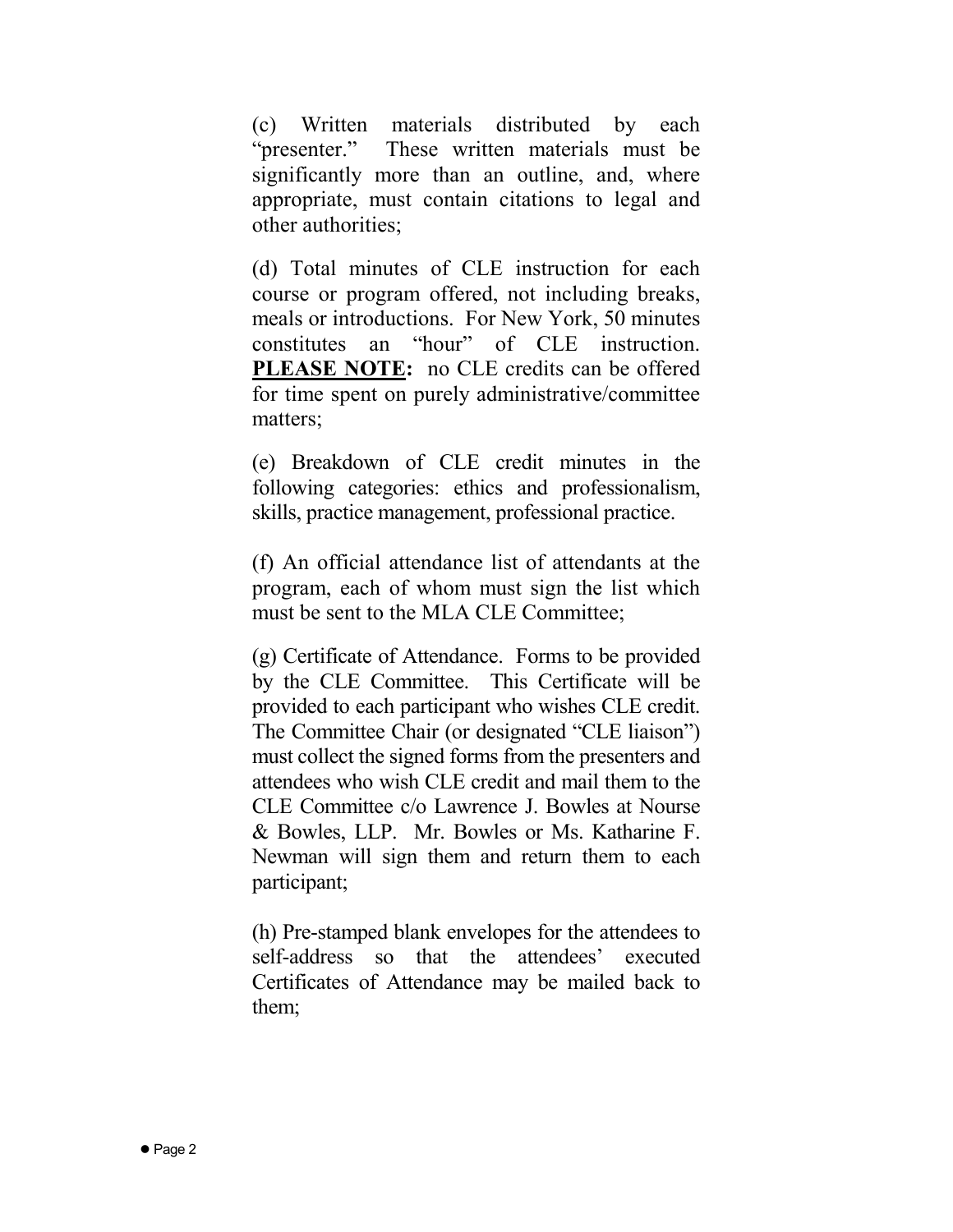(c) Written materials distributed by each "presenter." These written materials must be significantly more than an outline, and, where appropriate, must contain citations to legal and other authorities;

(d) Total minutes of CLE instruction for each course or program offered, not including breaks, meals or introductions. For New York, 50 minutes constitutes an "hour" of CLE instruction. **PLEASE NOTE:** no CLE credits can be offered for time spent on purely administrative/committee matters;

(e) Breakdown of CLE credit minutes in the following categories: ethics and professionalism, skills, practice management, professional practice.

(f) An official attendance list of attendants at the program, each of whom must sign the list which must be sent to the MLA CLE Committee;

(g) Certificate of Attendance. Forms to be provided by the CLE Committee. This Certificate will be provided to each participant who wishes CLE credit. The Committee Chair (or designated "CLE liaison") must collect the signed forms from the presenters and attendees who wish CLE credit and mail them to the CLE Committee c/o Lawrence J. Bowles at Nourse & Bowles, LLP. Mr. Bowles or Ms. Katharine F. Newman will sign them and return them to each participant;

(h) Pre-stamped blank envelopes for the attendees to self-address so that the attendees' executed Certificates of Attendance may be mailed back to them;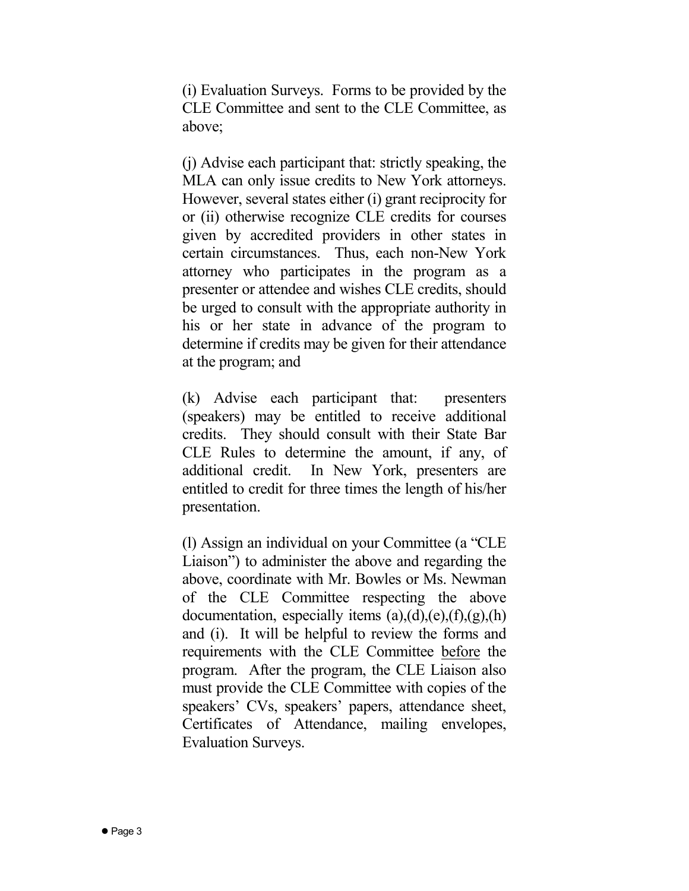(i) Evaluation Surveys. Forms to be provided by the CLE Committee and sent to the CLE Committee, as above;

(j) Advise each participant that: strictly speaking, the MLA can only issue credits to New York attorneys. However, several states either (i) grant reciprocity for or (ii) otherwise recognize CLE credits for courses given by accredited providers in other states in certain circumstances. Thus, each non-New York attorney who participates in the program as a presenter or attendee and wishes CLE credits, should be urged to consult with the appropriate authority in his or her state in advance of the program to determine if credits may be given for their attendance at the program; and

(k) Advise each participant that: presenters (speakers) may be entitled to receive additional credits. They should consult with their State Bar CLE Rules to determine the amount, if any, of additional credit. In New York, presenters are entitled to credit for three times the length of his/her presentation.

(l) Assign an individual on your Committee (a "CLE Liaison") to administer the above and regarding the above, coordinate with Mr. Bowles or Ms. Newman of the CLE Committee respecting the above documentation, especially items (a),(d),(e),(f),(g),(h) and (i). It will be helpful to review the forms and requirements with the CLE Committee <u>before</u> the program. After the program, the CLE Liaison also must provide the CLE Committee with copies of the speakers' CVs, speakers' papers, attendance sheet, Certificates of Attendance, mailing envelopes, Evaluation Surveys.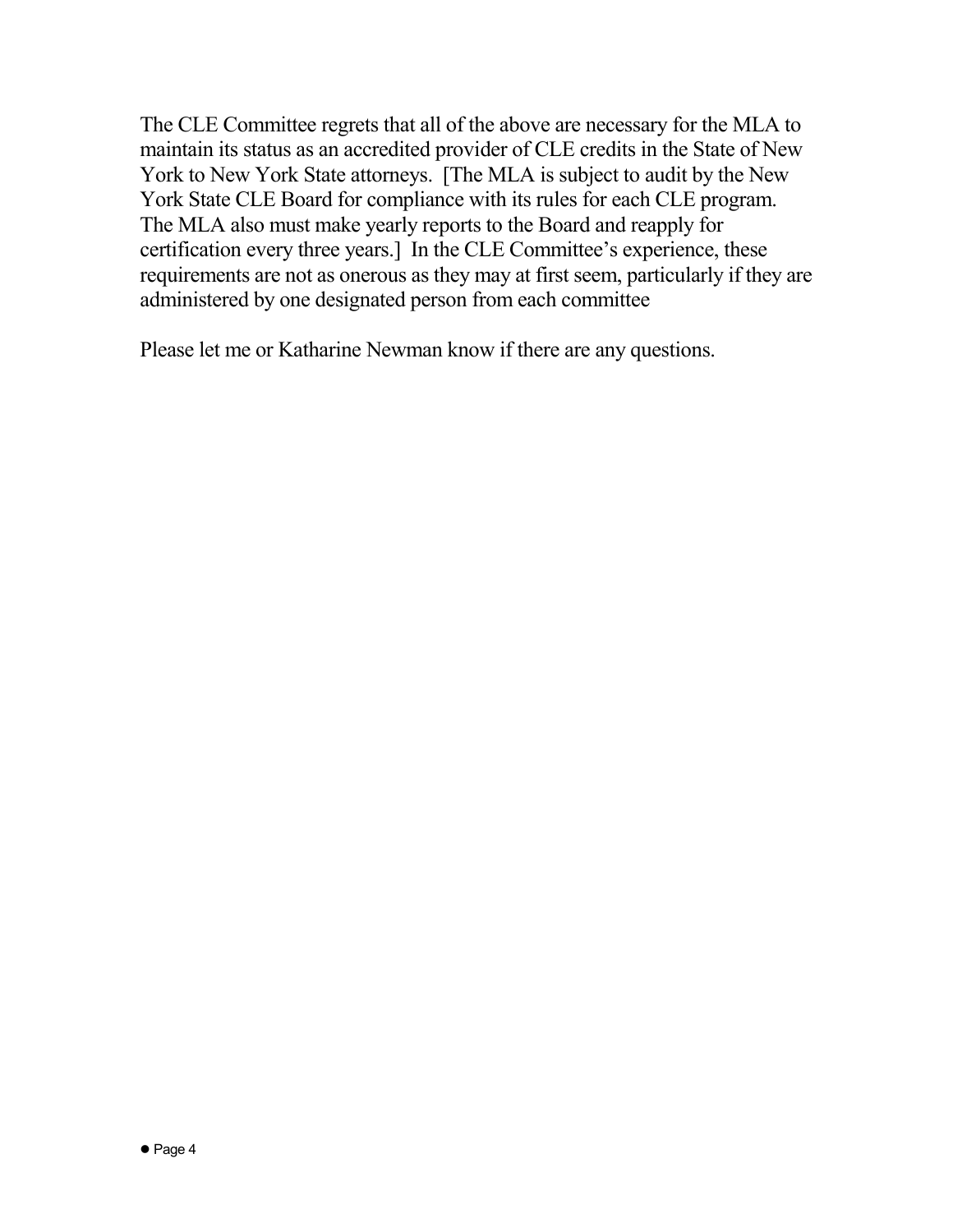The CLE Committee regrets that all of the above are necessary for the MLA to maintain its status as an accredited provider of CLE credits in the State of New York to New York State attorneys. [The MLA is subject to audit by the New York State CLE Board for compliance with its rules for each CLE program. The MLA also must make yearly reports to the Board and reapply for certification every three years.] In the CLE Committee's experience, these requirements are not as onerous as they may at first seem, particularly if they are administered by one designated person from each committee

Please let me or Katharine Newman know if there are any questions.